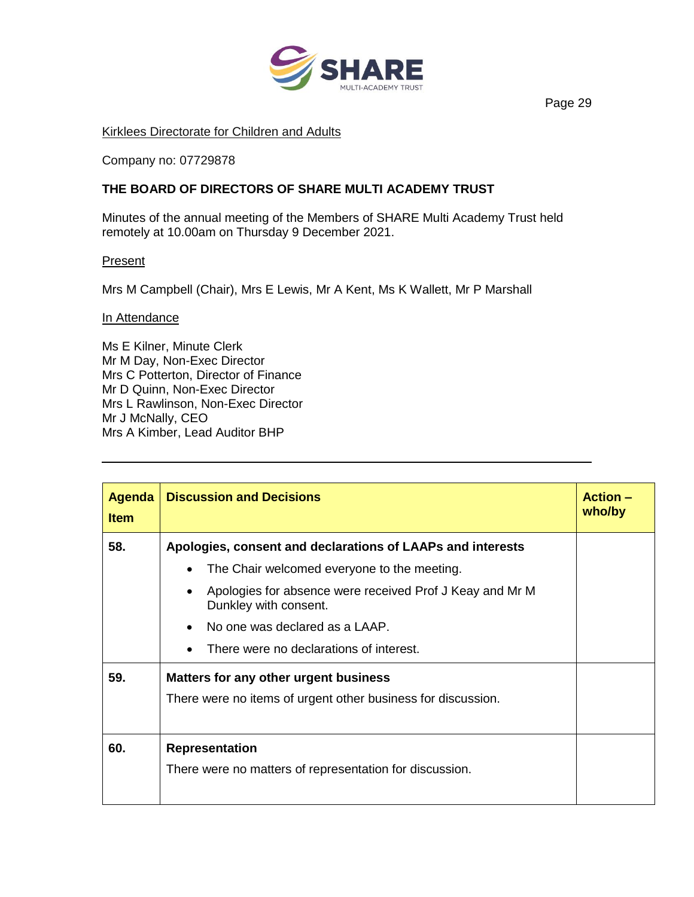Kirklees Directorate for Children and Adults

Company no: 07729878

**THE BOARD OF DIRECTORS OF SHARE MULTI ACADEMY TRUST**

Minutes of the annual meeting of the Members of SHARE Multi Academy Trust held remotely at 10.00am on Thursday 9 December 2021.

Present

Mrs M Campbell (Chair), Mrs E Lewis, Mr A Kent, Ms K Wallett, Mr P Marshall

In Attendance

Ms E Kilner, Minute Clerk
Mr M Day, Non-Exec Director
Mrs C Potterton, Director of Finance
Mr D Quinn, Non-Exec Director
Mrs L Rawlinson, Non-Exec Director
Mr J McNally, CEO
Mrs A Kimber, Lead Auditor BHP

---

| Agenda Item | Discussion and Decisions | Action – who/by |
|---|---|---|
| 58. | **Apologies, consent and declarations of LAAPs and interests**<br>• The Chair welcomed everyone to the meeting.<br>• Apologies for absence were received Prof J Keay and Mr M Dunkley with consent.<br>• No one was declared as a LAAP.<br>• There were no declarations of interest. | |
| 59. | **Matters for any other urgent business**<br>There were no items of urgent other business for discussion. | |
| 60. | **Representation**<br>There were no matters of representation for discussion. | |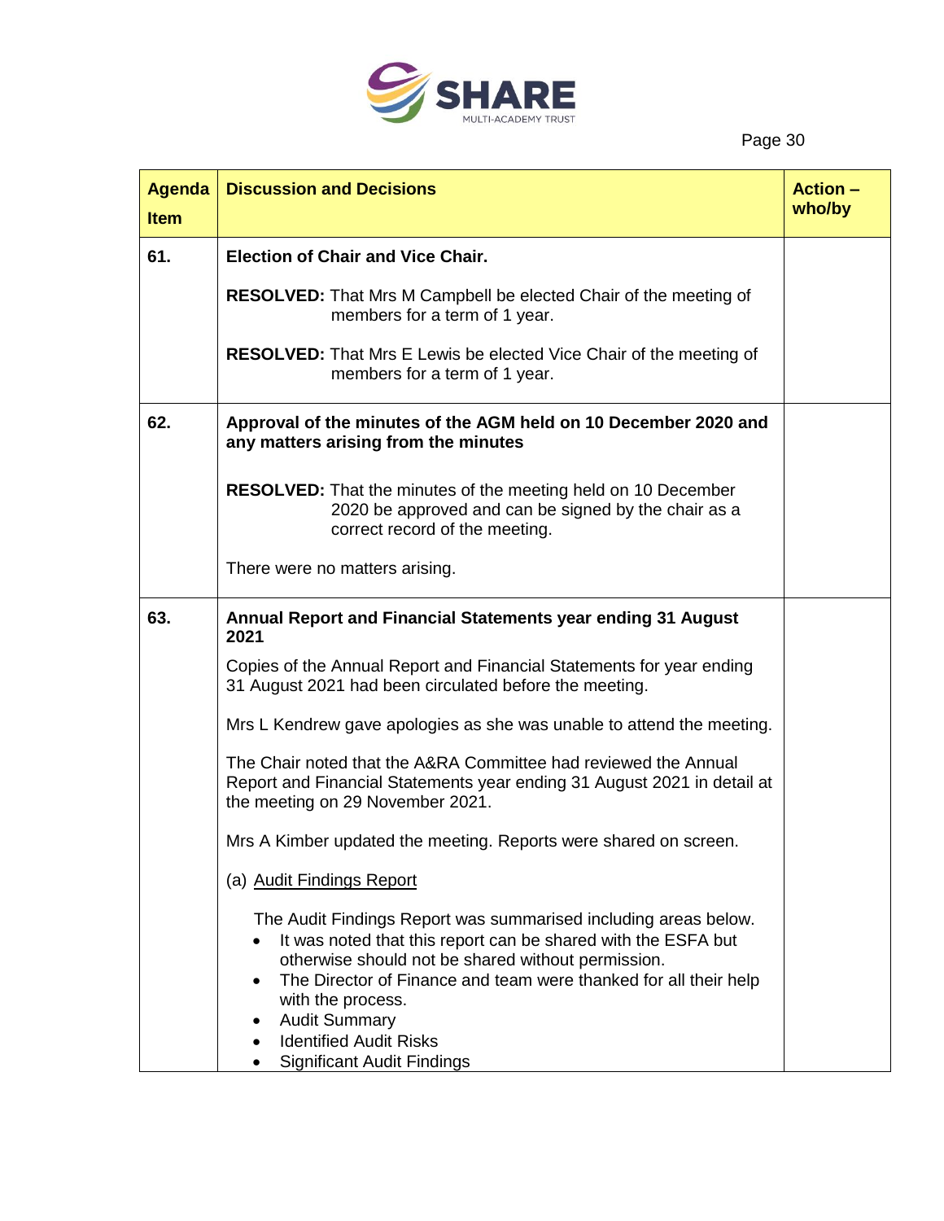| Agenda Item | Discussion and Decisions | Action – who/by |
|---|---|---|
| 61. | **Election of Chair and Vice Chair.**<br><br>**RESOLVED:** That Mrs M Campbell be elected Chair of the meeting of members for a term of 1 year.<br><br>**RESOLVED:** That Mrs E Lewis be elected Vice Chair of the meeting of members for a term of 1 year. | |
| 62. | **Approval of the minutes of the AGM held on 10 December 2020 and any matters arising from the minutes**<br><br>**RESOLVED:** That the minutes of the meeting held on 10 December 2020 be approved and can be signed by the chair as a correct record of the meeting.<br><br>There were no matters arising. | |
| 63. | **Annual Report and Financial Statements year ending 31 August 2021**<br><br>Copies of the Annual Report and Financial Statements for year ending 31 August 2021 had been circulated before the meeting.<br><br>Mrs L Kendrew gave apologies as she was unable to attend the meeting.<br><br>The Chair noted that the A&RA Committee had reviewed the Annual Report and Financial Statements year ending 31 August 2021 in detail at the meeting on 29 November 2021.<br><br>Mrs A Kimber updated the meeting. Reports were shared on screen.<br><br>(a) <u>Audit Findings Report</u><br><br>The Audit Findings Report was summarised including areas below.<br>• It was noted that this report can be shared with the ESFA but otherwise should not be shared without permission.<br>• The Director of Finance and team were thanked for all their help with the process.<br>• Audit Summary<br>• Identified Audit Risks<br>• Significant Audit Findings | |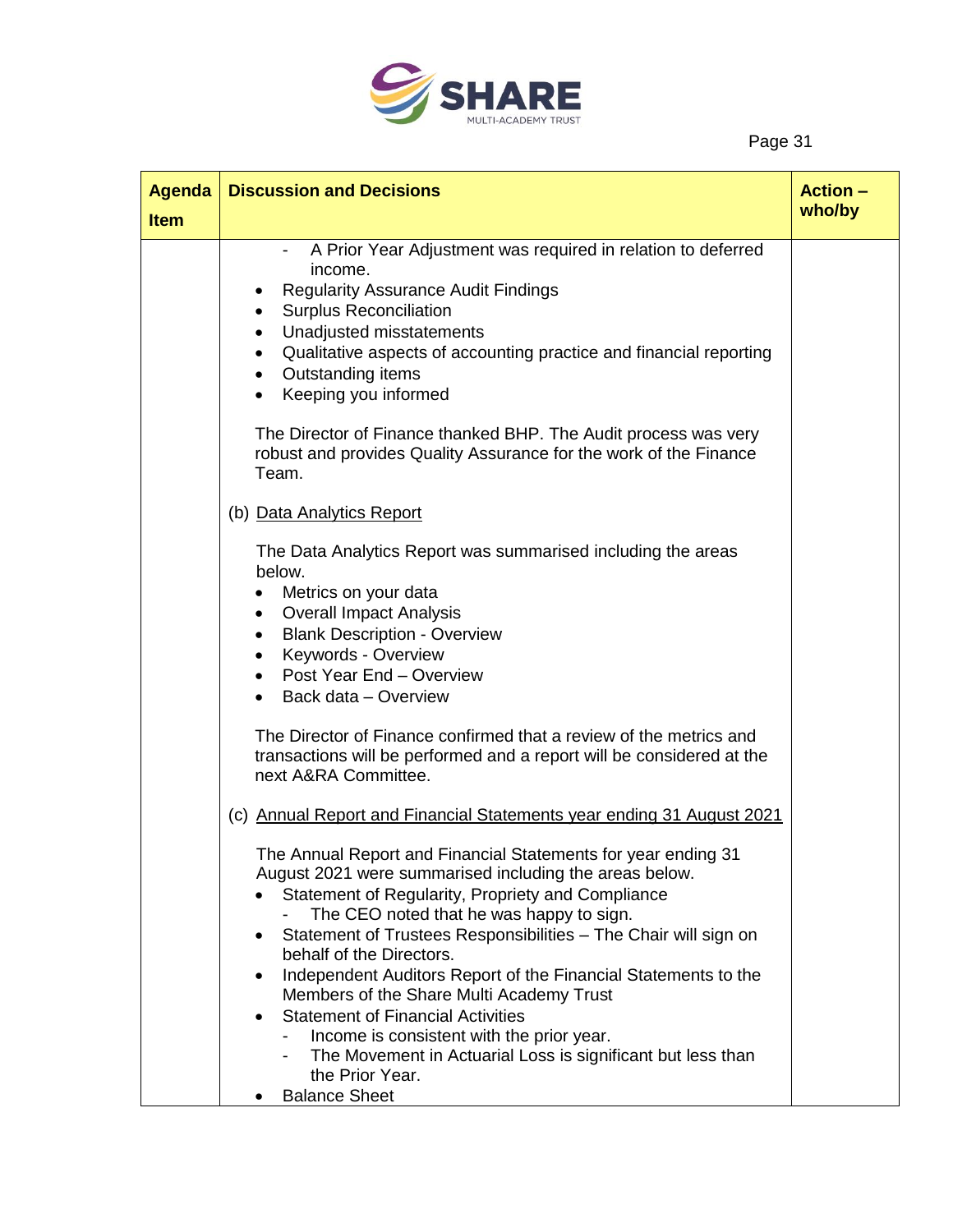| Agenda Item | Discussion and Decisions | Action – who/by |
|---|---|---|
| | - A Prior Year Adjustment was required in relation to deferred income.<br>• Regularity Assurance Audit Findings<br>• Surplus Reconciliation<br>• Unadjusted misstatements<br>• Qualitative aspects of accounting practice and financial reporting<br>• Outstanding items<br>• Keeping you informed<br><br>The Director of Finance thanked BHP. The Audit process was very robust and provides Quality Assurance for the work of the Finance Team.<br><br>(b) <u>Data Analytics Report</u><br><br>The Data Analytics Report was summarised including the areas below.<br>• Metrics on your data<br>• Overall Impact Analysis<br>• Blank Description - Overview<br>• Keywords - Overview<br>• Post Year End – Overview<br>• Back data – Overview<br><br>The Director of Finance confirmed that a review of the metrics and transactions will be performed and a report will be considered at the next A&RA Committee.<br><br>(c) <u>Annual Report and Financial Statements year ending 31 August 2021</u><br><br>The Annual Report and Financial Statements for year ending 31 August 2021 were summarised including the areas below.<br>• Statement of Regularity, Propriety and Compliance<br>&nbsp;&nbsp;- The CEO noted that he was happy to sign.<br>• Statement of Trustees Responsibilities – The Chair will sign on behalf of the Directors.<br>• Independent Auditors Report of the Financial Statements to the Members of the Share Multi Academy Trust<br>• Statement of Financial Activities<br>&nbsp;&nbsp;- Income is consistent with the prior year.<br>&nbsp;&nbsp;- The Movement in Actuarial Loss is significant but less than the Prior Year.<br>• Balance Sheet | |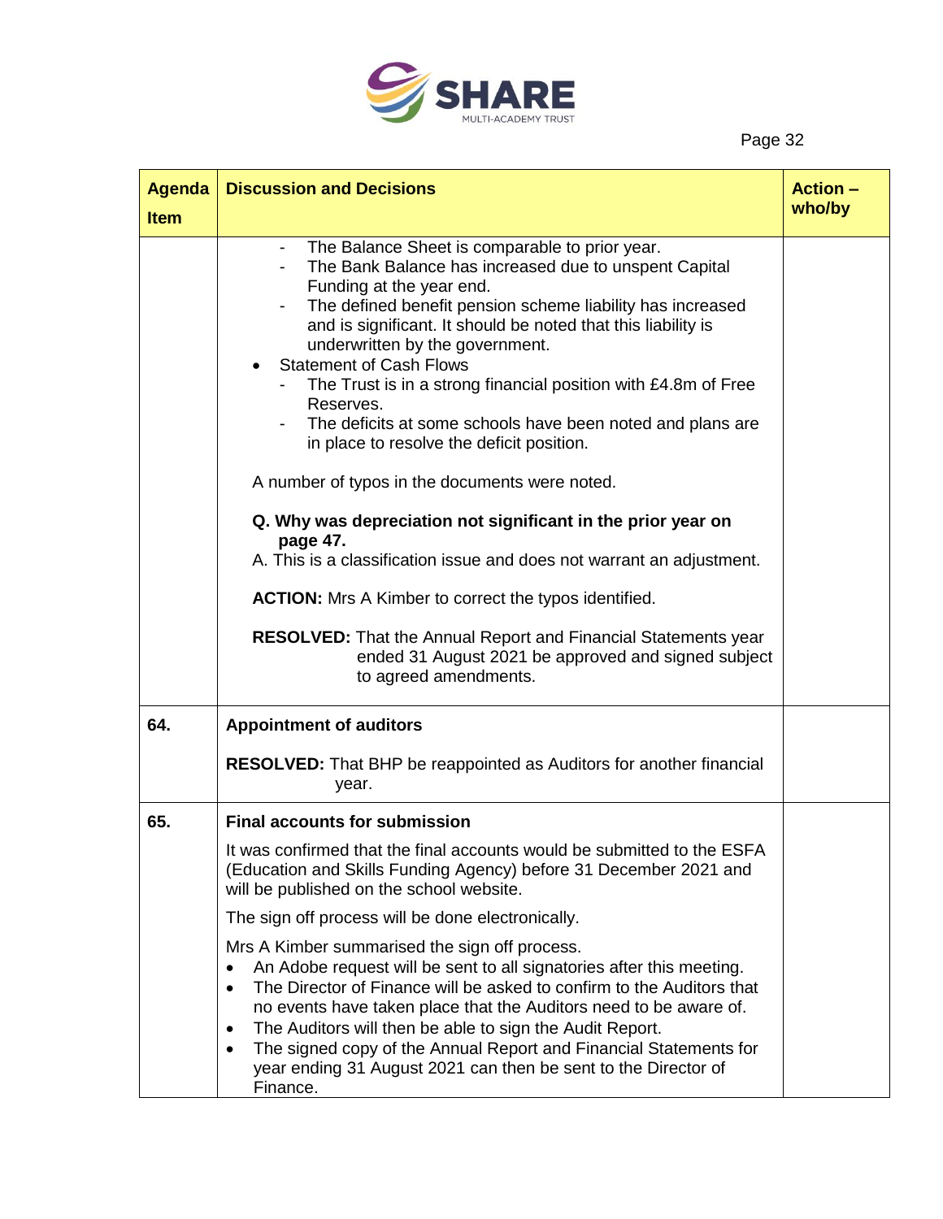| Agenda Item | Discussion and Decisions | Action – who/by |
|---|---|---|
| | - The Balance Sheet is comparable to prior year.<br>- The Bank Balance has increased due to unspent Capital Funding at the year end.<br>- The defined benefit pension scheme liability has increased and is significant. It should be noted that this liability is underwritten by the government.<br>• Statement of Cash Flows<br>- The Trust is in a strong financial position with £4.8m of Free Reserves.<br>- The deficits at some schools have been noted and plans are in place to resolve the deficit position.<br><br>A number of typos in the documents were noted.<br><br>**Q. Why was depreciation not significant in the prior year on page 47.**<br>A. This is a classification issue and does not warrant an adjustment.<br><br>**ACTION:** Mrs A Kimber to correct the typos identified.<br><br>**RESOLVED:** That the Annual Report and Financial Statements year ended 31 August 2021 be approved and signed subject to agreed amendments. | |
| **64.** | **Appointment of auditors**<br><br>**RESOLVED:** That BHP be reappointed as Auditors for another financial year. | |
| **65.** | **Final accounts for submission**<br><br>It was confirmed that the final accounts would be submitted to the ESFA (Education and Skills Funding Agency) before 31 December 2021 and will be published on the school website.<br><br>The sign off process will be done electronically.<br><br>Mrs A Kimber summarised the sign off process.<br>• An Adobe request will be sent to all signatories after this meeting.<br>• The Director of Finance will be asked to confirm to the Auditors that no events have taken place that the Auditors need to be aware of.<br>• The Auditors will then be able to sign the Audit Report.<br>• The signed copy of the Annual Report and Financial Statements for year ending 31 August 2021 can then be sent to the Director of Finance. | |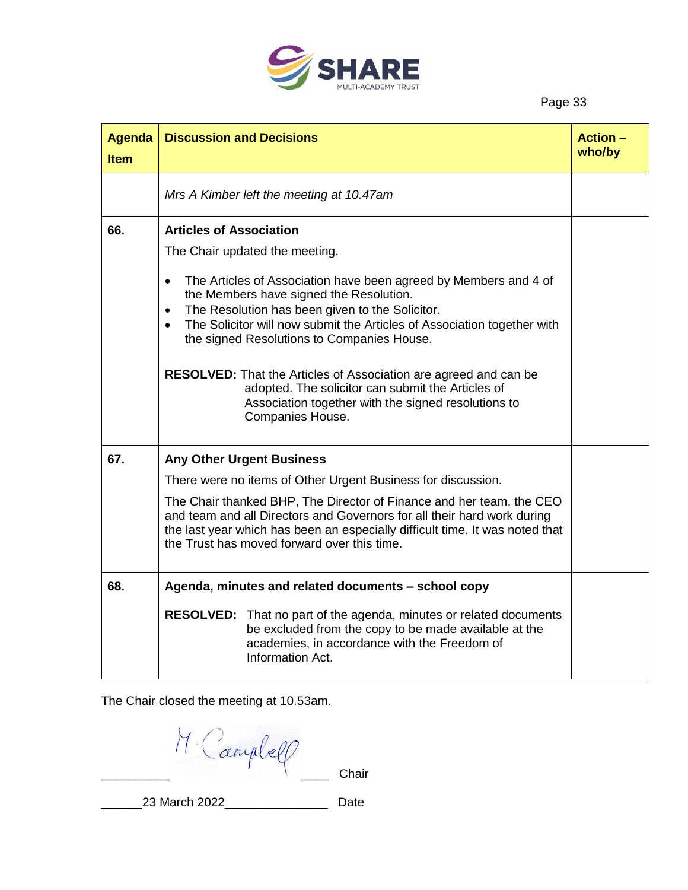| Agenda Item | Discussion and Decisions | Action – who/by |
|---|---|---|
| | *Mrs A Kimber left the meeting at 10.47am* | |
| 66. | **Articles of Association**<br>The Chair updated the meeting.<br>• The Articles of Association have been agreed by Members and 4 of the Members have signed the Resolution.<br>• The Resolution has been given to the Solicitor.<br>• The Solicitor will now submit the Articles of Association together with the signed Resolutions to Companies House.<br><br>**RESOLVED:** That the Articles of Association are agreed and can be adopted. The solicitor can submit the Articles of Association together with the signed resolutions to Companies House. | |
| 67. | **Any Other Urgent Business**<br>There were no items of Other Urgent Business for discussion.<br>The Chair thanked BHP, The Director of Finance and her team, the CEO and team and all Directors and Governors for all their hard work during the last year which has been an especially difficult time. It was noted that the Trust has moved forward over this time. | |
| 68. | **Agenda, minutes and related documents – school copy**<br>**RESOLVED:** That no part of the agenda, minutes or related documents be excluded from the copy to be made available at the academies, in accordance with the Freedom of Information Act. | |

The Chair closed the meeting at 10.53am.

M. Campbell Chair

23 March 2022 Date